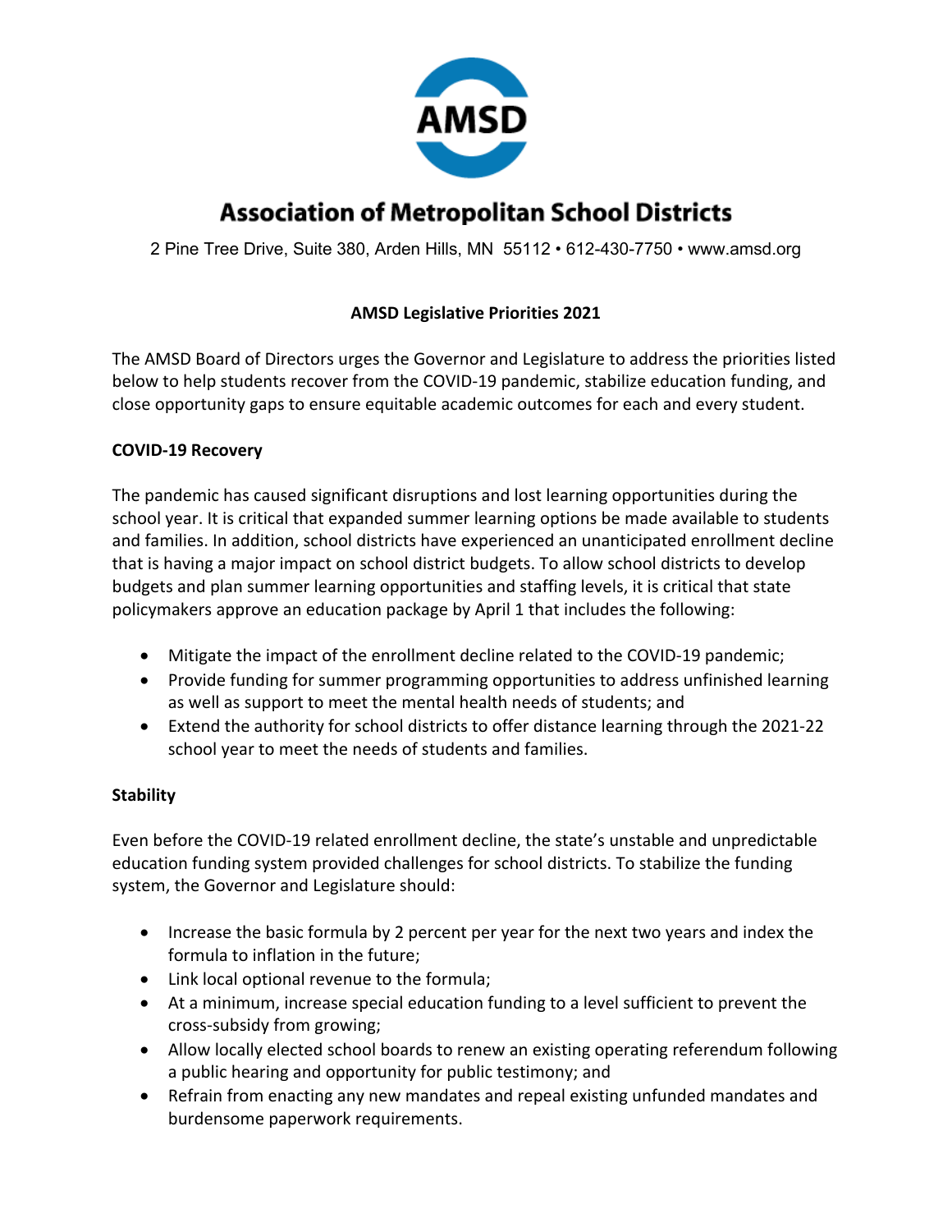# Association of Metropolitan School Districts

2 Pine Tree Drive, Suite 380, Arden Hills, MN 55112 • 612-430-7750 • www.amsd.org

## AMSD Legislative Priorities 2021

The AMSD Board of Directors urges the Governor and Legislature to address the priorities listed below to help students recover from the COVID-19 pandemic, stabilize education funding, and close opportunity gaps to ensure equitable academic outcomes for each and every student.

### COVID-19 Recovery

The pandemic has caused significant disruptions and lost learning opportunities during the school year. It is critical that expanded summer learning options be made available to students and families. In addition, school districts have experienced an unanticipated enrollment decline that is having a major impact on school district budgets. To allow school districts to develop budgets and plan summer learning opportunities and staffing levels, it is critical that state policymakers approve an education package by April 1 that includes the following:

- Mitigate the impact of the enrollment decline related to the COVID-19 pandemic;
- Provide funding for summer programming opportunities to address unfinished learning as well as support to meet the mental health needs of students; and
- Extend the authority for school districts to offer distance learning through the 2021-22 school year to meet the needs of students and families.

### Stability

Even before the COVID-19 related enrollment decline, the state's unstable and unpredictable education funding system provided challenges for school districts. To stabilize the funding system, the Governor and Legislature should:

- Increase the basic formula by 2 percent per year for the next two years and index the formula to inflation in the future;
- Link local optional revenue to the formula;
- At a minimum, increase special education funding to a level sufficient to prevent the cross-subsidy from growing;
- Allow locally elected school boards to renew an existing operating referendum following a public hearing and opportunity for public testimony; and
- Refrain from enacting any new mandates and repeal existing unfunded mandates and burdensome paperwork requirements.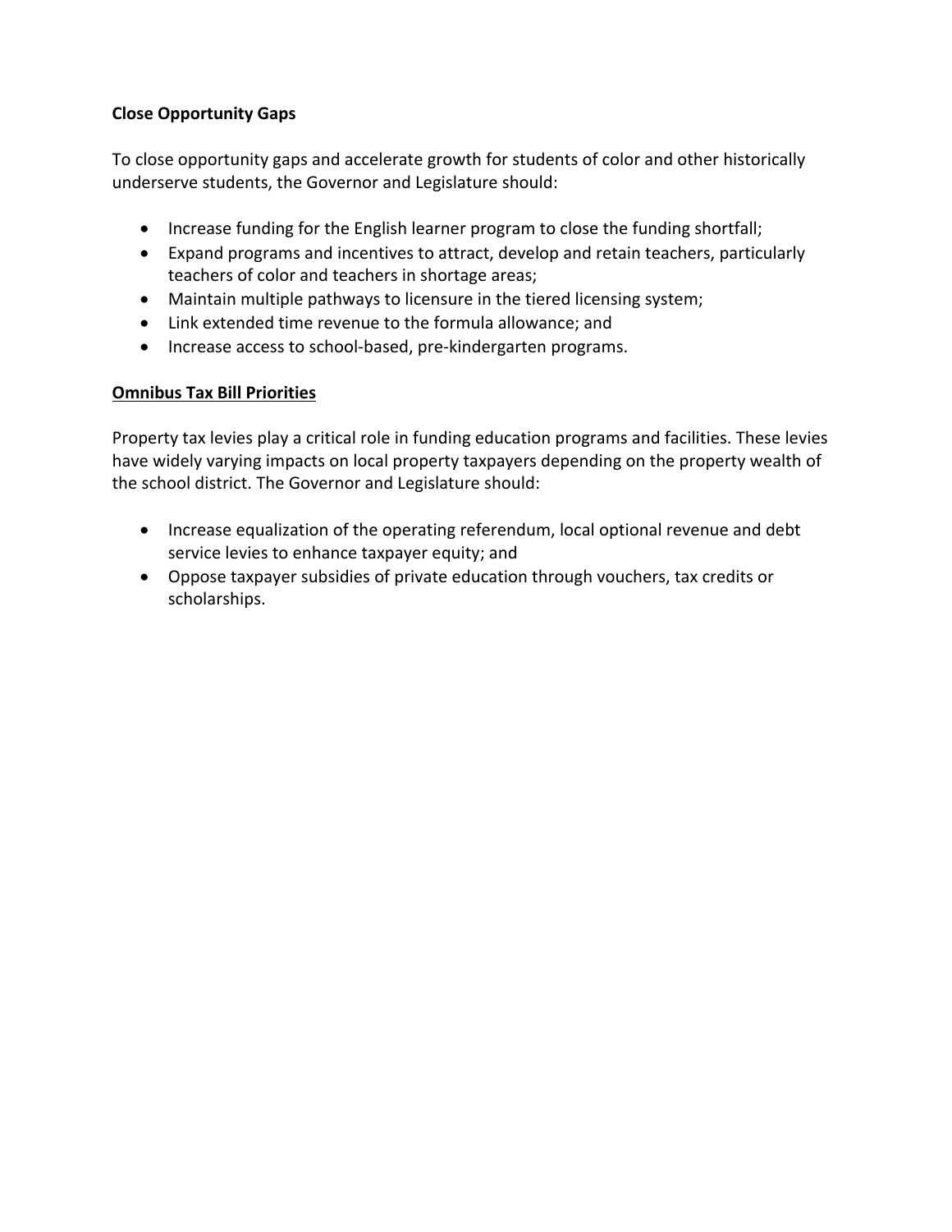**Close Opportunity Gaps**

To close opportunity gaps and accelerate growth for students of color and other historically underserve students, the Governor and Legislature should:

- Increase funding for the English learner program to close the funding shortfall;
- Expand programs and incentives to attract, develop and retain teachers, particularly teachers of color and teachers in shortage areas;
- Maintain multiple pathways to licensure in the tiered licensing system;
- Link extended time revenue to the formula allowance; and
- Increase access to school-based, pre-kindergarten programs.

**Omnibus Tax Bill Priorities**

Property tax levies play a critical role in funding education programs and facilities. These levies have widely varying impacts on local property taxpayers depending on the property wealth of the school district. The Governor and Legislature should:

- Increase equalization of the operating referendum, local optional revenue and debt service levies to enhance taxpayer equity; and
- Oppose taxpayer subsidies of private education through vouchers, tax credits or scholarships.